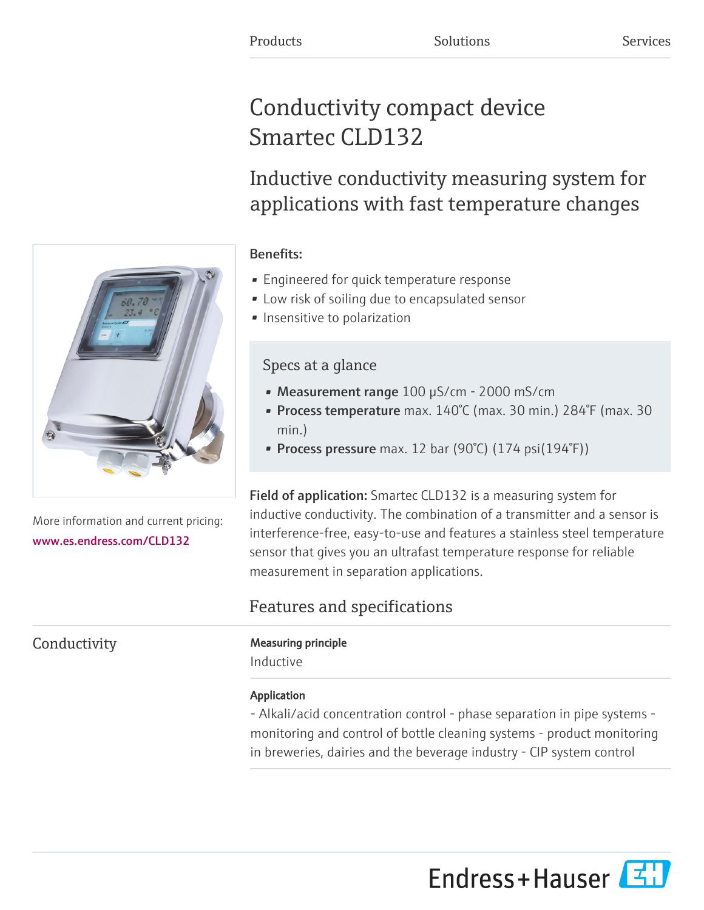Products Solutions Services

# Conductivity compact device Smartec CLD132

## Inductive conductivity measuring system for applications with fast temperature changes

More information and current pricing:
www.es.endress.com/CLD132

**Benefits:**

- Engineered for quick temperature response
- Low risk of soiling due to encapsulated sensor
- Insensitive to polarization

### Specs at a glance

- **Measurement range** 100 µS/cm - 2000 mS/cm
- **Process temperature** max. 140°C (max. 30 min.) 284°F (max. 30 min.)
- **Process pressure** max. 12 bar (90°C) (174 psi(194°F))

**Field of application:** Smartec CLD132 is a measuring system for inductive conductivity. The combination of a transmitter and a sensor is interference-free, easy-to-use and features a stainless steel temperature sensor that gives you an ultrafast temperature response for reliable measurement in separation applications.

## Features and specifications

### Conductivity

**Measuring principle**

Inductive

**Application**

- Alkali/acid concentration control - phase separation in pipe systems - monitoring and control of bottle cleaning systems - product monitoring in breweries, dairies and the beverage industry - CIP system control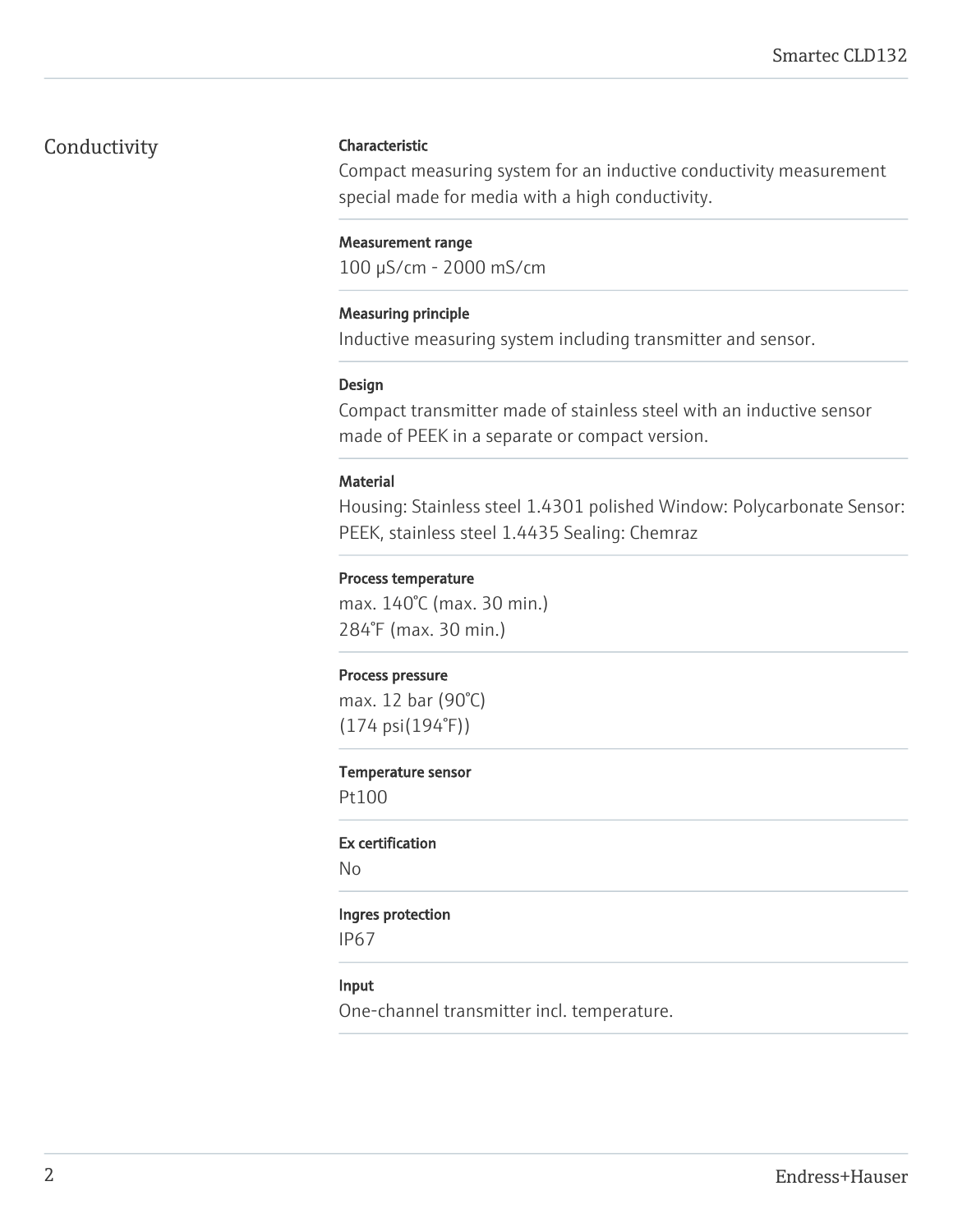## Conductivity

### Characteristic

Compact measuring system for an inductive conductivity measurement special made for media with a high conductivity.

### Measurement range

100 µS/cm - 2000 mS/cm

### Measuring principle

Inductive measuring system including transmitter and sensor.

### Design

Compact transmitter made of stainless steel with an inductive sensor made of PEEK in a separate or compact version.

### Material

Housing: Stainless steel 1.4301 polished Window: Polycarbonate Sensor: PEEK, stainless steel 1.4435 Sealing: Chemraz

### Process temperature

max. 140°C (max. 30 min.)
284°F (max. 30 min.)

### Process pressure

max. 12 bar (90°C)
(174 psi(194°F))

### Temperature sensor

Pt100

### Ex certification

No

### Ingres protection

IP67

### Input

One-channel transmitter incl. temperature.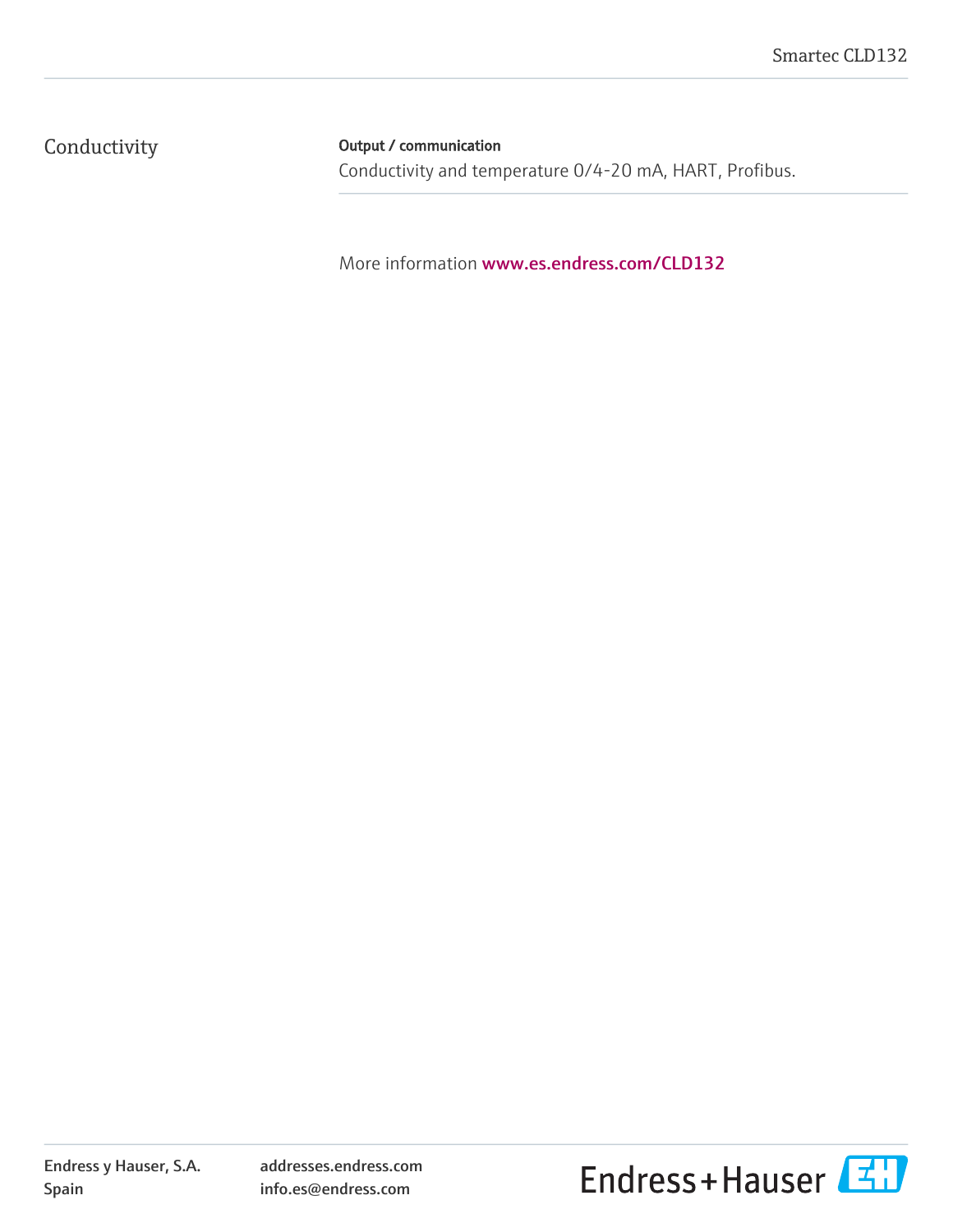## Conductivity

**Output / communication**

Conductivity and temperature 0/4-20 mA, HART, Profibus.

More information **www.es.endress.com/CLD132**

Endress y Hauser, S.A.
Spain

addresses.endress.com
info.es@endress.com